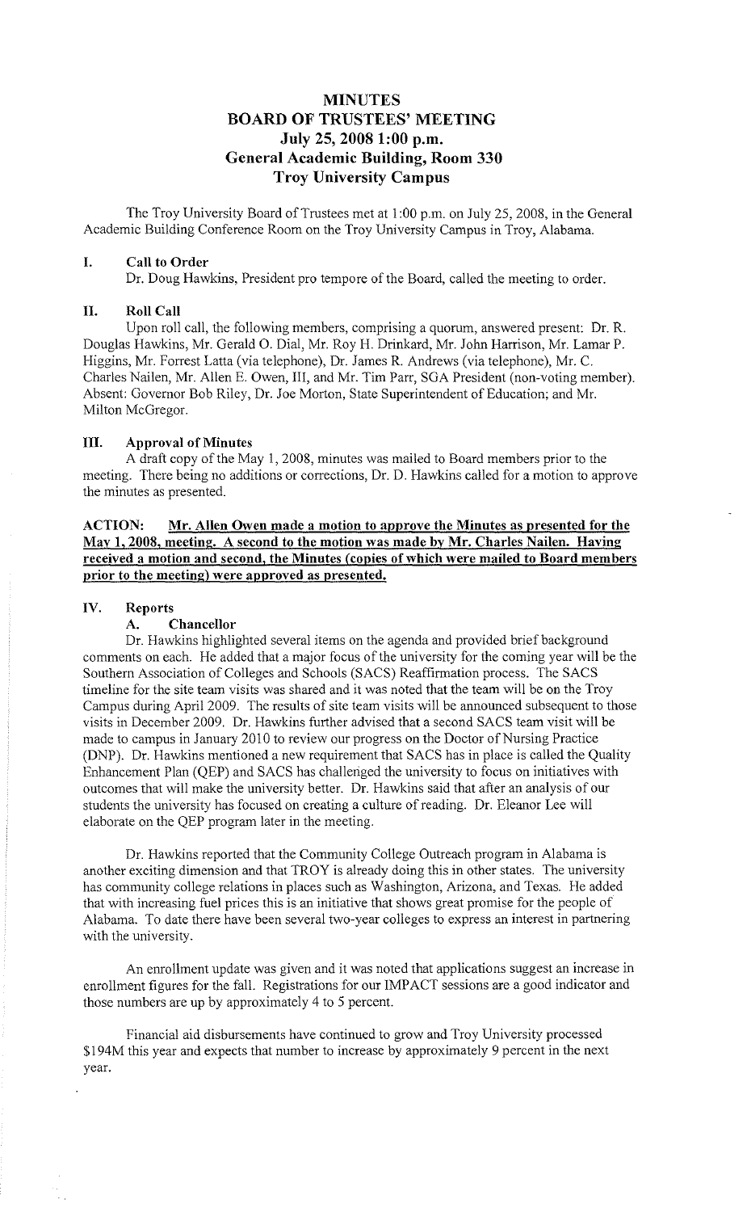# MINUTES
# BOARD OF TRUSTEES' MEETING
# July 25, 2008 1:00 p.m.
# General Academic Building, Room 330
# Troy University Campus

The Troy University Board of Trustees met at 1:00 p.m. on July 25, 2008, in the General Academic Building Conference Room on the Troy University Campus in Troy, Alabama.

## I. Call to Order

Dr. Doug Hawkins, President pro tempore of the Board, called the meeting to order.

## II. Roll Call

Upon roll call, the following members, comprising a quorum, answered present: Dr. R. Douglas Hawkins, Mr. Gerald O. Dial, Mr. Roy H. Drinkard, Mr. John Harrison, Mr. Lamar P. Higgins, Mr. Forrest Latta (via telephone), Dr. James R. Andrews (via telephone), Mr. C. Charles Nailen, Mr. Allen E. Owen, III, and Mr. Tim Parr, SGA President (non-voting member). Absent: Governor Bob Riley, Dr. Joe Morton, State Superintendent of Education; and Mr. Milton McGregor.

## III. Approval of Minutes

A draft copy of the May 1, 2008, minutes was mailed to Board members prior to the meeting. There being no additions or corrections, Dr. D. Hawkins called for a motion to approve the minutes as presented.

**ACTION: Mr. Allen Owen made a motion to approve the Minutes as presented for the May 1, 2008, meeting. A second to the motion was made by Mr. Charles Nailen. Having received a motion and second, the Minutes (copies of which were mailed to Board members prior to the meeting) were approved as presented.**

## IV. Reports

### A. Chancellor

Dr. Hawkins highlighted several items on the agenda and provided brief background comments on each. He added that a major focus of the university for the coming year will be the Southern Association of Colleges and Schools (SACS) Reaffirmation process. The SACS timeline for the site team visits was shared and it was noted that the team will be on the Troy Campus during April 2009. The results of site team visits will be announced subsequent to those visits in December 2009. Dr. Hawkins further advised that a second SACS team visit will be made to campus in January 2010 to review our progress on the Doctor of Nursing Practice (DNP). Dr. Hawkins mentioned a new requirement that SACS has in place is called the Quality Enhancement Plan (QEP) and SACS has challenged the university to focus on initiatives with outcomes that will make the university better. Dr. Hawkins said that after an analysis of our students the university has focused on creating a culture of reading. Dr. Eleanor Lee will elaborate on the QEP program later in the meeting.

Dr. Hawkins reported that the Community College Outreach program in Alabama is another exciting dimension and that TROY is already doing this in other states. The university has community college relations in places such as Washington, Arizona, and Texas. He added that with increasing fuel prices this is an initiative that shows great promise for the people of Alabama. To date there have been several two-year colleges to express an interest in partnering with the university.

An enrollment update was given and it was noted that applications suggest an increase in enrollment figures for the fall. Registrations for our IMPACT sessions are a good indicator and those numbers are up by approximately 4 to 5 percent.

Financial aid disbursements have continued to grow and Troy University processed $194M this year and expects that number to increase by approximately 9 percent in the next year.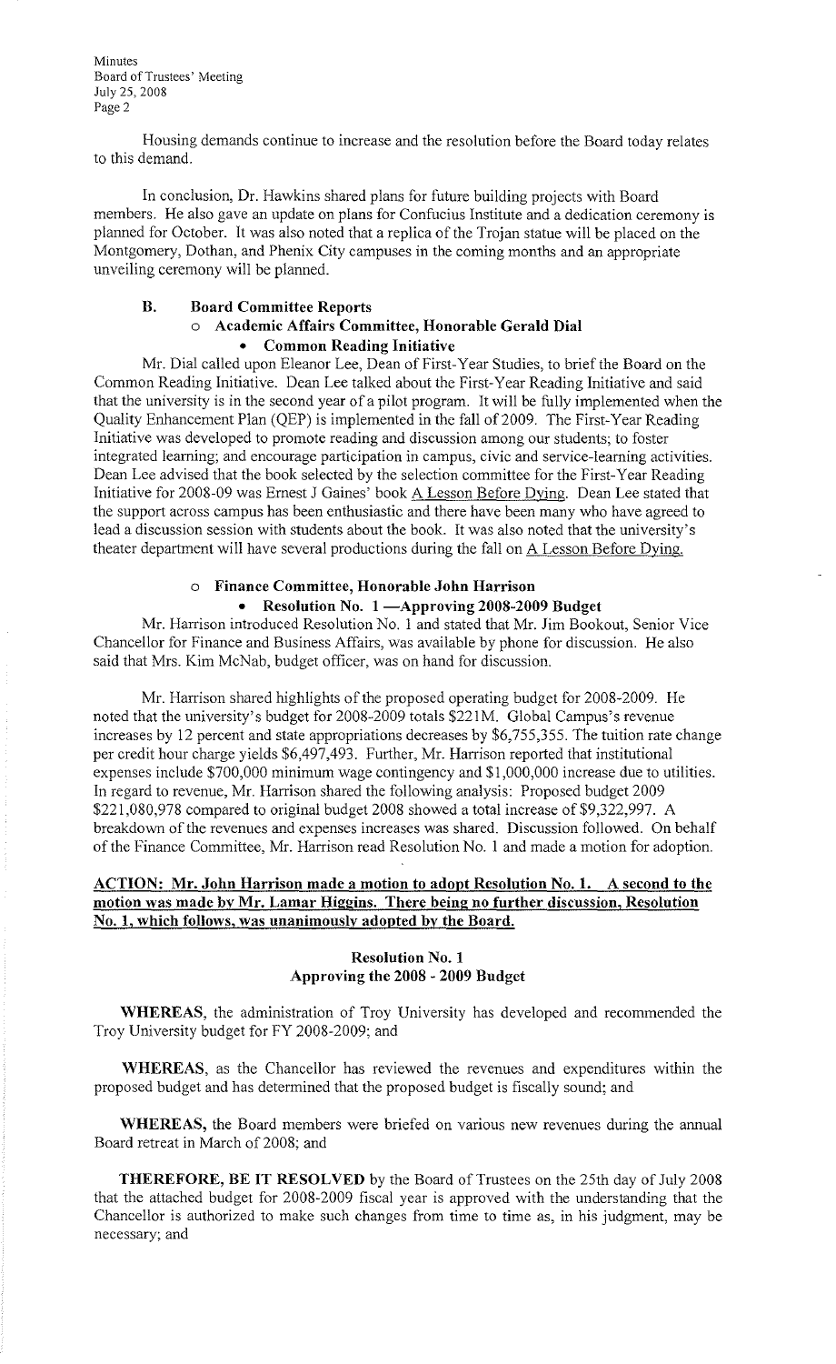Housing demands continue to increase and the resolution before the Board today relates to this demand.

In conclusion, Dr. Hawkins shared plans for future building projects with Board members. He also gave an update on plans for Confucius Institute and a dedication ceremony is planned for October. It was also noted that a replica of the Trojan statue will be placed on the Montgomery, Dothan, and Phenix City campuses in the coming months and an appropriate unveiling ceremony will be planned.

### B. Board Committee Reports

- **Academic Affairs Committee, Honorable Gerald Dial**
  - **Common Reading Initiative**

Mr. Dial called upon Eleanor Lee, Dean of First-Year Studies, to brief the Board on the Common Reading Initiative. Dean Lee talked about the First-Year Reading Initiative and said that the university is in the second year of a pilot program. It will be fully implemented when the Quality Enhancement Plan (QEP) is implemented in the fall of 2009. The First-Year Reading Initiative was developed to promote reading and discussion among our students; to foster integrated learning; and encourage participation in campus, civic and service-learning activities. Dean Lee advised that the book selected by the selection committee for the First-Year Reading Initiative for 2008-09 was Ernest J Gaines' book A Lesson Before Dying. Dean Lee stated that the support across campus has been enthusiastic and there have been many who have agreed to lead a discussion session with students about the book. It was also noted that the university's theater department will have several productions during the fall on A Lesson Before Dying.

- **Finance Committee, Honorable John Harrison**
  - **Resolution No. 1 —Approving 2008-2009 Budget**

Mr. Harrison introduced Resolution No. 1 and stated that Mr. Jim Bookout, Senior Vice Chancellor for Finance and Business Affairs, was available by phone for discussion. He also said that Mrs. Kim McNab, budget officer, was on hand for discussion.

Mr. Harrison shared highlights of the proposed operating budget for 2008-2009. He noted that the university's budget for 2008-2009 totals $221M. Global Campus's revenue increases by 12 percent and state appropriations decreases by $6,755,355. The tuition rate change per credit hour charge yields $6,497,493. Further, Mr. Harrison reported that institutional expenses include $700,000 minimum wage contingency and $1,000,000 increase due to utilities. In regard to revenue, Mr. Harrison shared the following analysis: Proposed budget 2009 $221,080,978 compared to original budget 2008 showed a total increase of $9,322,997. A breakdown of the revenues and expenses increases was shared. Discussion followed. On behalf of the Finance Committee, Mr. Harrison read Resolution No. 1 and made a motion for adoption.

**ACTION: Mr. John Harrison made a motion to adopt Resolution No. 1. A second to the motion was made by Mr. Lamar Higgins. There being no further discussion, Resolution No. 1, which follows, was unanimously adopted by the Board.**

**Resolution No. 1**
**Approving the 2008 - 2009 Budget**

**WHEREAS**, the administration of Troy University has developed and recommended the Troy University budget for FY 2008-2009; and

**WHEREAS**, as the Chancellor has reviewed the revenues and expenditures within the proposed budget and has determined that the proposed budget is fiscally sound; and

**WHEREAS,** the Board members were briefed on various new revenues during the annual Board retreat in March of 2008; and

**THEREFORE, BE IT RESOLVED** by the Board of Trustees on the 25th day of July 2008 that the attached budget for 2008-2009 fiscal year is approved with the understanding that the Chancellor is authorized to make such changes from time to time as, in his judgment, may be necessary; and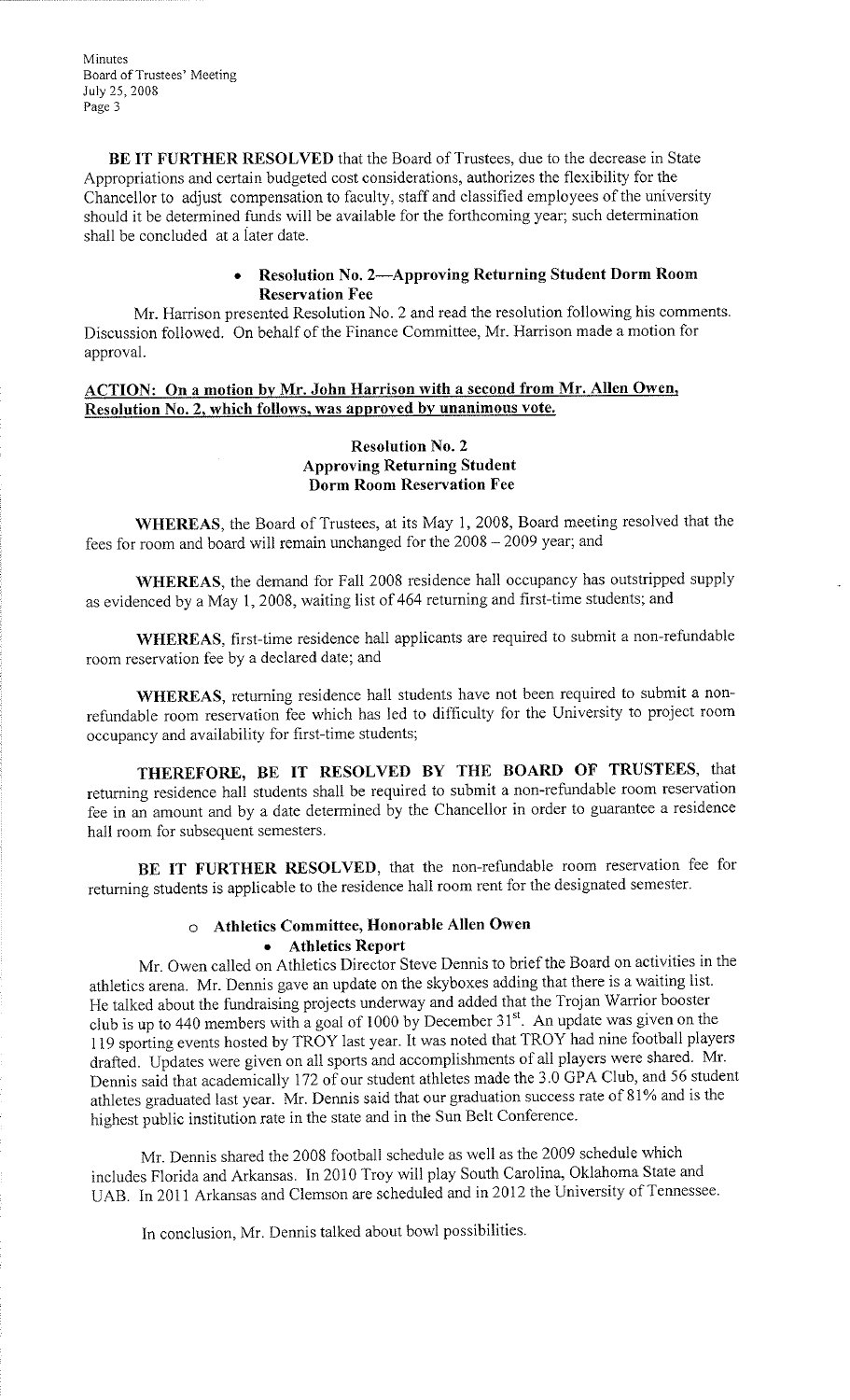**BE IT FURTHER RESOLVED** that the Board of Trustees, due to the decrease in State Appropriations and certain budgeted cost considerations, authorizes the flexibility for the Chancellor to adjust compensation to faculty, staff and classified employees of the university should it be determined funds will be available for the forthcoming year; such determination shall be concluded at a later date.

- **Resolution No. 2—Approving Returning Student Dorm Room Reservation Fee**

Mr. Harrison presented Resolution No. 2 and read the resolution following his comments. Discussion followed. On behalf of the Finance Committee, Mr. Harrison made a motion for approval.

**ACTION: On a motion by Mr. John Harrison with a second from Mr. Allen Owen, Resolution No. 2, which follows, was approved by unanimous vote.**

**Resolution No. 2**
**Approving Returning Student**
**Dorm Room Reservation Fee**

**WHEREAS**, the Board of Trustees, at its May 1, 2008, Board meeting resolved that the fees for room and board will remain unchanged for the 2008 – 2009 year; and

**WHEREAS**, the demand for Fall 2008 residence hall occupancy has outstripped supply as evidenced by a May 1, 2008, waiting list of 464 returning and first-time students; and

**WHEREAS**, first-time residence hall applicants are required to submit a non-refundable room reservation fee by a declared date; and

**WHEREAS**, returning residence hall students have not been required to submit a non-refundable room reservation fee which has led to difficulty for the University to project room occupancy and availability for first-time students;

**THEREFORE, BE IT RESOLVED BY THE BOARD OF TRUSTEES**, that returning residence hall students shall be required to submit a non-refundable room reservation fee in an amount and by a date determined by the Chancellor in order to guarantee a residence hall room for subsequent semesters.

**BE IT FURTHER RESOLVED**, that the non-refundable room reservation fee for returning students is applicable to the residence hall room rent for the designated semester.

- **Athletics Committee, Honorable Allen Owen**
  - **Athletics Report**

Mr. Owen called on Athletics Director Steve Dennis to brief the Board on activities in the athletics arena. Mr. Dennis gave an update on the skyboxes adding that there is a waiting list. He talked about the fundraising projects underway and added that the Trojan Warrior booster club is up to 440 members with a goal of 1000 by December 31st. An update was given on the 119 sporting events hosted by TROY last year. It was noted that TROY had nine football players drafted. Updates were given on all sports and accomplishments of all players were shared. Mr. Dennis said that academically 172 of our student athletes made the 3.0 GPA Club, and 56 student athletes graduated last year. Mr. Dennis said that our graduation success rate of 81% and is the highest public institution rate in the state and in the Sun Belt Conference.

Mr. Dennis shared the 2008 football schedule as well as the 2009 schedule which includes Florida and Arkansas. In 2010 Troy will play South Carolina, Oklahoma State and UAB. In 2011 Arkansas and Clemson are scheduled and in 2012 the University of Tennessee.

In conclusion, Mr. Dennis talked about bowl possibilities.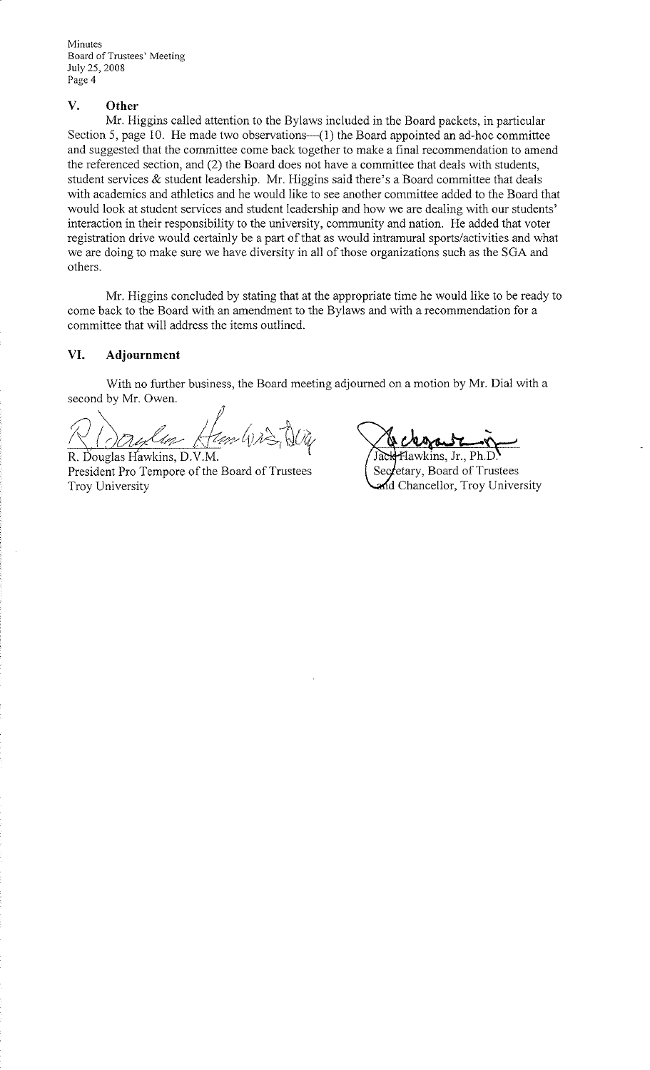## V. Other

Mr. Higgins called attention to the Bylaws included in the Board packets, in particular Section 5, page 10. He made two observations—(1) the Board appointed an ad-hoc committee and suggested that the committee come back together to make a final recommendation to amend the referenced section, and (2) the Board does not have a committee that deals with students, student services & student leadership. Mr. Higgins said there's a Board committee that deals with academics and athletics and he would like to see another committee added to the Board that would look at student services and student leadership and how we are dealing with our students' interaction in their responsibility to the university, community and nation. He added that voter registration drive would certainly be a part of that as would intramural sports/activities and what we are doing to make sure we have diversity in all of those organizations such as the SGA and others.

Mr. Higgins concluded by stating that at the appropriate time he would like to be ready to come back to the Board with an amendment to the Bylaws and with a recommendation for a committee that will address the items outlined.

## VI. Adjournment

With no further business, the Board meeting adjourned on a motion by Mr. Dial with a second by Mr. Owen.

R. Douglas Hawkins, D.V.M.
President Pro Tempore of the Board of Trustees
Troy University

Jack Hawkins, Jr., Ph.D.
Secretary, Board of Trustees
and Chancellor, Troy University